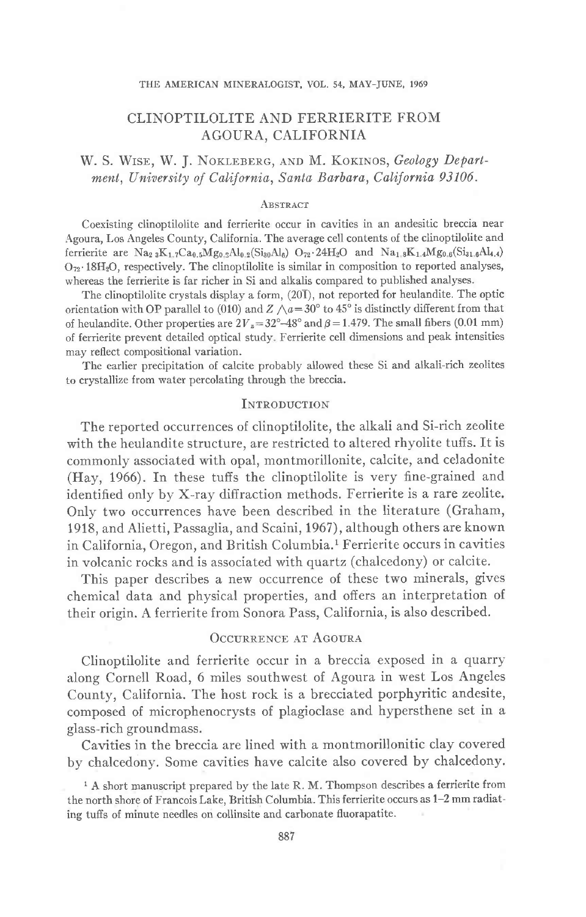# CLINOPTILOLITE AND FERRIERITE FROM AGOURA, CALIFORNIA

W. S. Wise, W. J. Nokleberg, and M. Kokinos, *Geology Department, University of California, Santa Barbara, California 93106.*

## Abstract

Coexisting clinoptilolite and ferrierite occur in cavities in an andesitic breccia near Agoura, Los Angeles County, California. The average cell contents of the clinoptilolite and ferrierite are $Na_{2.3}K_{1.7}Ca_{0.5}Mg_{0.5}Al_{0.2}(Si_{30}Al_6)O_{72} \cdot 24H_2O$ and $Na_{1.8}K_{1.4}Mg_{0.6}(Si_{31.6}Al_{4.4})O_{72} \cdot 18H_2O$, respectively. The clinoptilolite is similar in composition to reported analyses, whereas the ferrierite is far richer in Si and alkalis compared to published analyses.

The clinoptilolite crystals display a form, $(20\bar{1})$, not reported for heulandite. The optic orientation with OP parallel to (010) and $Z \wedge a = 30°$ to $45°$ is distinctly different from that of heulandite. Other properties are $2V_z = 32°–48°$ and $\beta = 1.479$. The small fibers (0.01 mm) of ferrierite prevent detailed optical study. Ferrierite cell dimensions and peak intensities may reflect compositional variation.

The earlier precipitation of calcite probably allowed these Si and alkali-rich zeolites to crystallize from water percolating through the breccia.

## Introduction

The reported occurrences of clinoptilolite, the alkali and Si-rich zeolite with the heulandite structure, are restricted to altered rhyolite tuffs. It is commonly associated with opal, montmorillonite, calcite, and celadonite (Hay, 1966). In these tuffs the clinoptilolite is very fine-grained and identified only by X-ray diffraction methods. Ferrierite is a rare zeolite. Only two occurrences have been described in the literature (Graham, 1918, and Alietti, Passaglia, and Scaini, 1967), although others are known in California, Oregon, and British Columbia.[1] Ferrierite occurs in cavities in volcanic rocks and is associated with quartz (chalcedony) or calcite.

This paper describes a new occurrence of these two minerals, gives chemical data and physical properties, and offers an interpretation of their origin. A ferrierite from Sonora Pass, California, is also described.

## Occurrence at Agoura

Clinoptilolite and ferrierite occur in a breccia exposed in a quarry along Cornell Road, 6 miles southwest of Agoura in west Los Angeles County, California. The host rock is a brecciated porphyritic andesite, composed of microphenocrysts of plagioclase and hypersthene set in a glass-rich groundmass.

Cavities in the breccia are lined with a montmorillonitic clay covered by chalcedony. Some cavities have calcite also covered by chalcedony.

[1] A short manuscript prepared by the late R. M. Thompson describes a ferrierite from the north shore of Francois Lake, British Columbia. This ferrierite occurs as 1–2 mm radiating tuffs of minute needles on collinsite and carbonate fluorapatite.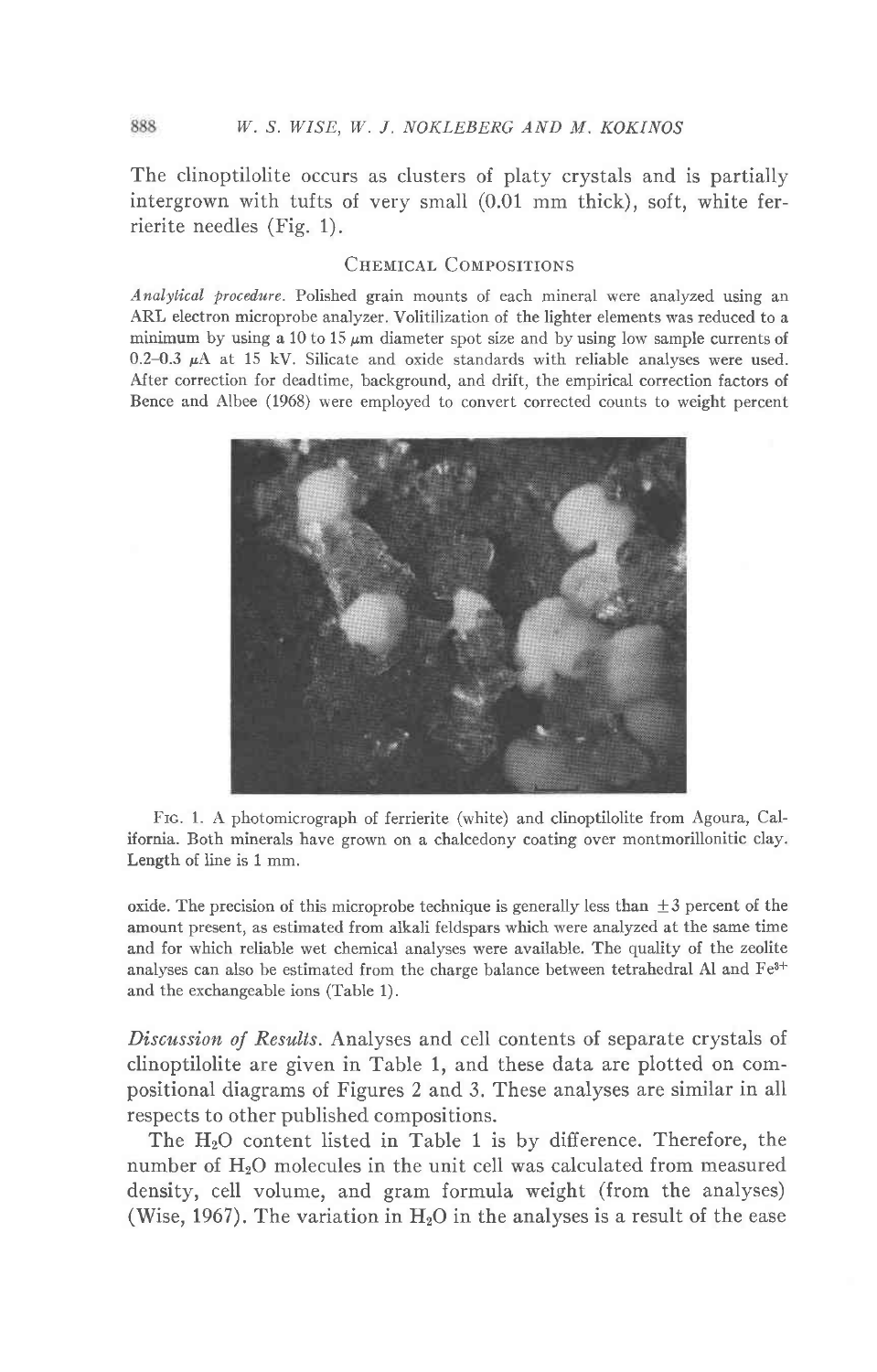The clinoptilolite occurs as clusters of platy crystals and is partially intergrown with tufts of very small (0.01 mm thick), soft, white ferrierite needles (Fig. 1).

## Chemical Compositions

*Analytical procedure.* Polished grain mounts of each mineral were analyzed using an ARL electron microprobe analyzer. Volitilization of the lighter elements was reduced to a minimum by using a 10 to 15 $\mu$m diameter spot size and by using low sample currents of 0.2–0.3 $\mu$A at 15 kV. Silicate and oxide standards with reliable analyses were used. After correction for deadtime, background, and drift, the empirical correction factors of Bence and Albee (1968) were employed to convert corrected counts to weight percent oxide. The precision of this microprobe technique is generally less than $\pm 3$ percent of the amount present, as estimated from alkali feldspars which were analyzed at the same time and for which reliable wet chemical analyses were available. The quality of the zeolite analyses can also be estimated from the charge balance between tetrahedral Al and $Fe^{3+}$ and the exchangeable ions (Table 1).

Fig. 1. A photomicrograph of ferrierite (white) and clinoptilolite from Agoura, California. Both minerals have grown on a chalcedony coating over montmorillonitic clay. Length of line is 1 mm.

*Discussion of Results.* Analyses and cell contents of separate crystals of clinoptilolite are given in Table 1, and these data are plotted on compositional diagrams of Figures 2 and 3. These analyses are similar in all respects to other published compositions.

The $H_2O$ content listed in Table 1 is by difference. Therefore, the number of $H_2O$ molecules in the unit cell was calculated from measured density, cell volume, and gram formula weight (from the analyses) (Wise, 1967). The variation in $H_2O$ in the analyses is a result of the ease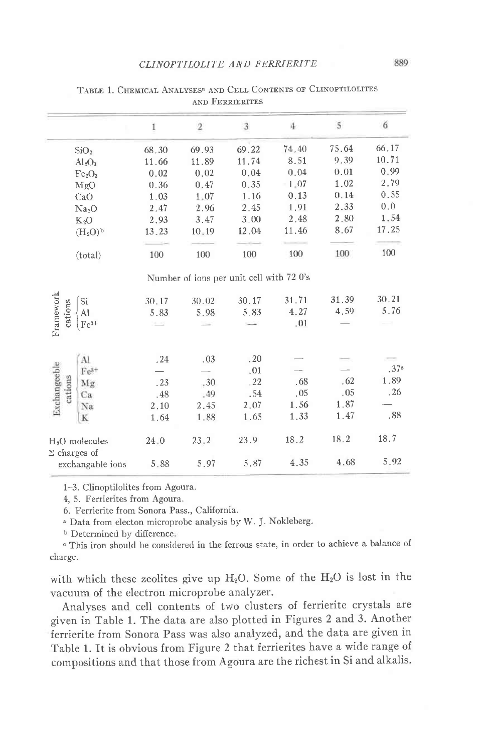TABLE 1. CHEMICAL ANALYSES[a] AND CELL CONTENTS OF CLINOPTILOLITES AND FERRIERITES

| | | 1 | 2 | 3 | 4 | 5 | 6 |
|---|---|---|---|---|---|---|---|
| | $SiO_2$ | 68.30 | 69.93 | 69.22 | 74.40 | 75.64 | 66.17 |
| | $Al_2O_3$ | 11.66 | 11.89 | 11.74 | 8.51 | 9.39 | 10.71 |
| | $Fe_2O_3$ | 0.02 | 0.02 | 0.04 | 0.04 | 0.01 | 0.99 |
| | MgO | 0.36 | 0.47 | 0.35 | 1.07 | 1.02 | 2.79 |
| | CaO | 1.03 | 1.07 | 1.16 | 0.13 | 0.14 | 0.55 |
| | $Na_2O$ | 2.47 | 2.96 | 2.45 | 1.91 | 2.33 | 0.0 |
| | $K_2O$ | 2.93 | 3.47 | 3.00 | 2.48 | 2.80 | 1.54 |
| | $(H_2O)$[b] | 13.23 | 10.19 | 12.04 | 11.46 | 8.67 | 17.25 |
| | (total) | 100 | 100 | 100 | 100 | 100 | 100 |
| | | Number of ions per unit cell with 72 O's | | | | | |
| Framework cations | Si | 30.17 | 30.02 | 30.17 | 31.71 | 31.39 | 30.21 |
| | Al | 5.83 | 5.98 | 5.83 | 4.27 | 4.59 | 5.76 |
| | $Fe^{3+}$ | — | — | — | .01 | — | — |
| Exchangeable cations | Al | .24 | .03 | .20 | — | — | — |
| | $Fe^{3+}$ | — | — | .01 | — | — | .37[c] |
| | Mg | .23 | .30 | .22 | .68 | .62 | 1.89 |
| | Ca | .48 | .49 | .54 | .05 | .05 | .26 |
| | Na | 2.10 | 2.45 | 2.07 | 1.56 | 1.87 | — |
| | K | 1.64 | 1.88 | 1.65 | 1.33 | 1.47 | .88 |
| $H_2O$ molecules | | 24.0 | 23.2 | 23.9 | 18.2 | 18.2 | 18.7 |
| Σ charges of exchangable ions | | 5.88 | 5.97 | 5.87 | 4.35 | 4.68 | 5.92 |

1–3. Clinoptilolites from Agoura.

4, 5. Ferrierites from Agoura.

6. Ferrierite from Sonora Pass, California.

[a] Data from electon microprobe analysis by W. J. Nokleberg.

[b] Determined by difference.

[c] This iron should be considered in the ferrous state, in order to achieve a balance of charge.

with which these zeolites give up $H_2O$. Some of the $H_2O$ is lost in the vacuum of the electron microprobe analyzer.

Analyses and cell contents of two clusters of ferrierite crystals are given in Table 1. The data are also plotted in Figures 2 and 3. Another ferrierite from Sonora Pass was also analyzed, and the data are given in Table 1. It is obvious from Figure 2 that ferrierites have a wide range of compositions and that those from Agoura are the richest in Si and alkalis.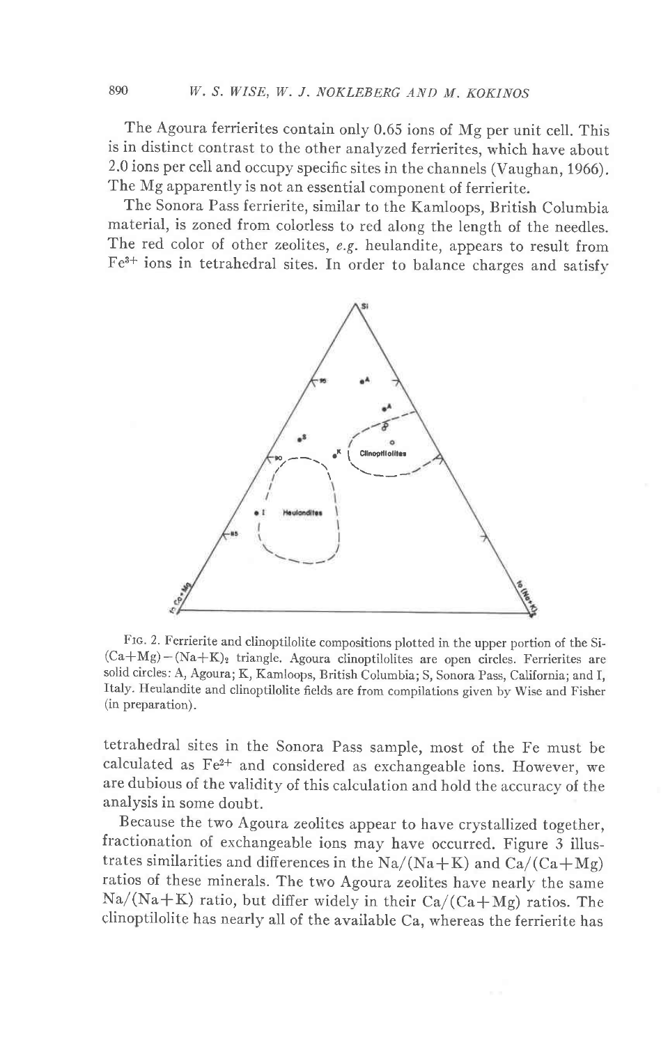The Agoura ferrierites contain only 0.65 ions of Mg per unit cell. This is in distinct contrast to the other analyzed ferrierites, which have about 2.0 ions per cell and occupy specific sites in the channels (Vaughan, 1966). The Mg apparently is not an essential component of ferrierite.

The Sonora Pass ferrierite, similar to the Kamloops, British Columbia material, is zoned from colorless to red along the length of the needles. The red color of other zeolites, *e.g.* heulandite, appears to result from $Fe^{3+}$ ions in tetrahedral sites. In order to balance charges and satisfy tetrahedral sites in the Sonora Pass sample, most of the Fe must be calculated as $Fe^{2+}$ and considered as exchangeable ions. However, we are dubious of the validity of this calculation and hold the accuracy of the analysis in some doubt.

FIG. 2. Ferrierite and clinoptilolite compositions plotted in the upper portion of the Si-(Ca+Mg)−(Na+K)$_2$ triangle. Agoura clinoptilolites are open circles. Ferrierites are solid circles: A, Agoura; K, Kamloops, British Columbia; S, Sonora Pass, California; and I, Italy. Heulandite and clinoptilolite fields are from compilations given by Wise and Fisher (in preparation).

Because the two Agoura zeolites appear to have crystallized together, fractionation of exchangeable ions may have occurred. Figure 3 illustrates similarities and differences in the Na/(Na+K) and Ca/(Ca+Mg) ratios of these minerals. The two Agoura zeolites have nearly the same Na/(Na+K) ratio, but differ widely in their Ca/(Ca+Mg) ratios. The clinoptilolite has nearly all of the available Ca, whereas the ferrierite has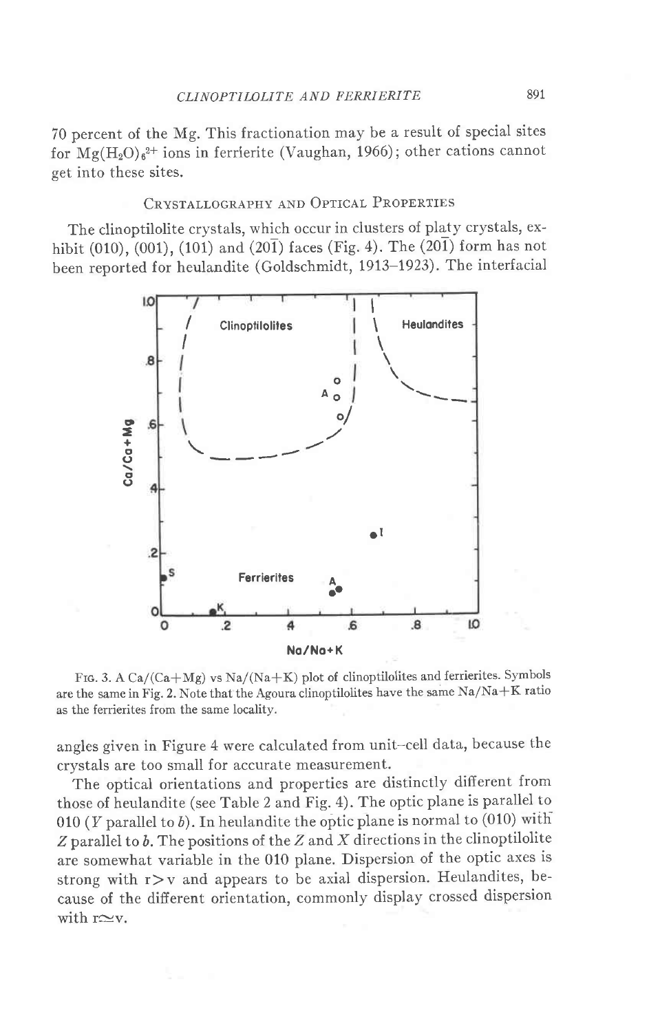70 percent of the Mg. This fractionation may be a result of special sites for $Mg(H_2O)_6^{2+}$ ions in ferrierite (Vaughan, 1966); other cations cannot get into these sites.

## Crystallography and Optical Properties

The clinoptilolite crystals, which occur in clusters of platy crystals, exhibit (010), (001), (101) and $(20\bar{1})$ faces (Fig. 4). The $(20\bar{1})$ form has not been reported for heulandite (Goldschmidt, 1913–1923). The interfacial angles given in Figure 4 were calculated from unit-cell data, because the crystals are too small for accurate measurement.

Fig. 3. A Ca/(Ca+Mg) vs Na/(Na+K) plot of clinoptilolites and ferrierites. Symbols are the same in Fig. 2. Note that the Agoura clinoptilolites have the same Na/Na+K ratio as the ferrierites from the same locality.

The optical orientations and properties are distinctly different from those of heulandite (see Table 2 and Fig. 4). The optic plane is parallel to 010 ($Y$ parallel to $b$). In heulandite the optic plane is normal to (010) with $Z$ parallel to $b$. The positions of the $Z$ and $X$ directions in the clinoptilolite are somewhat variable in the 010 plane. Dispersion of the optic axes is strong with r>v and appears to be axial dispersion. Heulandites, because of the different orientation, commonly display crossed dispersion with r≃v.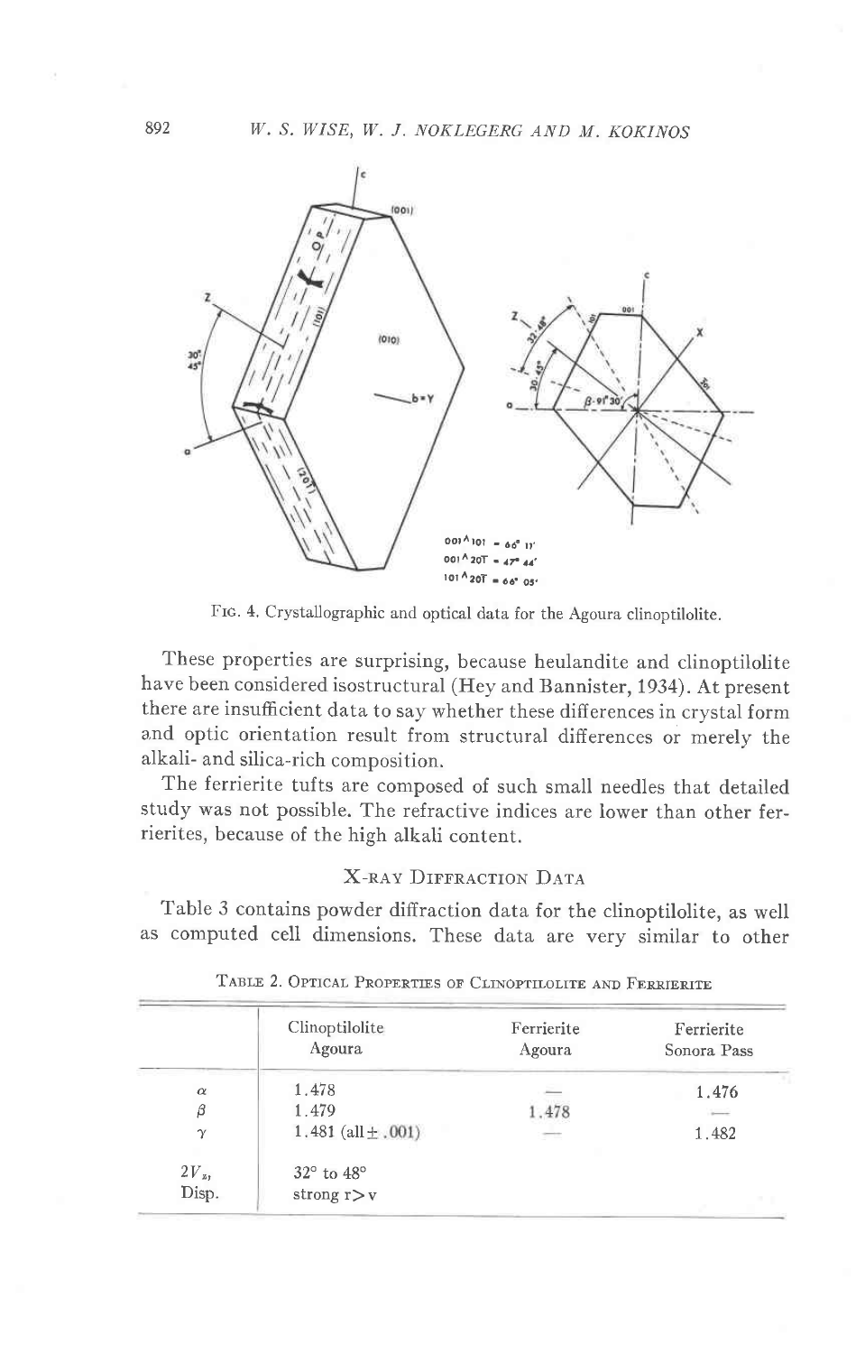Fig. 4. Crystallographic and optical data for the Agoura clinoptilolite.

These properties are surprising, because heulandite and clinoptilolite have been considered isostructural (Hey and Bannister, 1934). At present there are insufficient data to say whether these differences in crystal form and optic orientation result from structural differences or merely the alkali- and silica-rich composition.

The ferrierite tufts are composed of such small needles that detailed study was not possible. The refractive indices are lower than other ferrierites, because of the high alkali content.

## X-Ray Diffraction Data

Table 3 contains powder diffraction data for the clinoptilolite, as well as computed cell dimensions. These data are very similar to other

Table 2. Optical Properties of Clinoptilolite and Ferrierite

| | Clinoptilolite Agoura | Ferrierite Agoura | Ferrierite Sonora Pass |
|---|---|---|---|
| $\alpha$ | 1.478 | — | 1.476 |
| $\beta$ | 1.479 | 1.478 | — |
| $\gamma$ | 1.481 (all ± .001) | — | 1.482 |
| $2V_z$, | 32° to 48° | | |
| Disp. | strong r > v | | |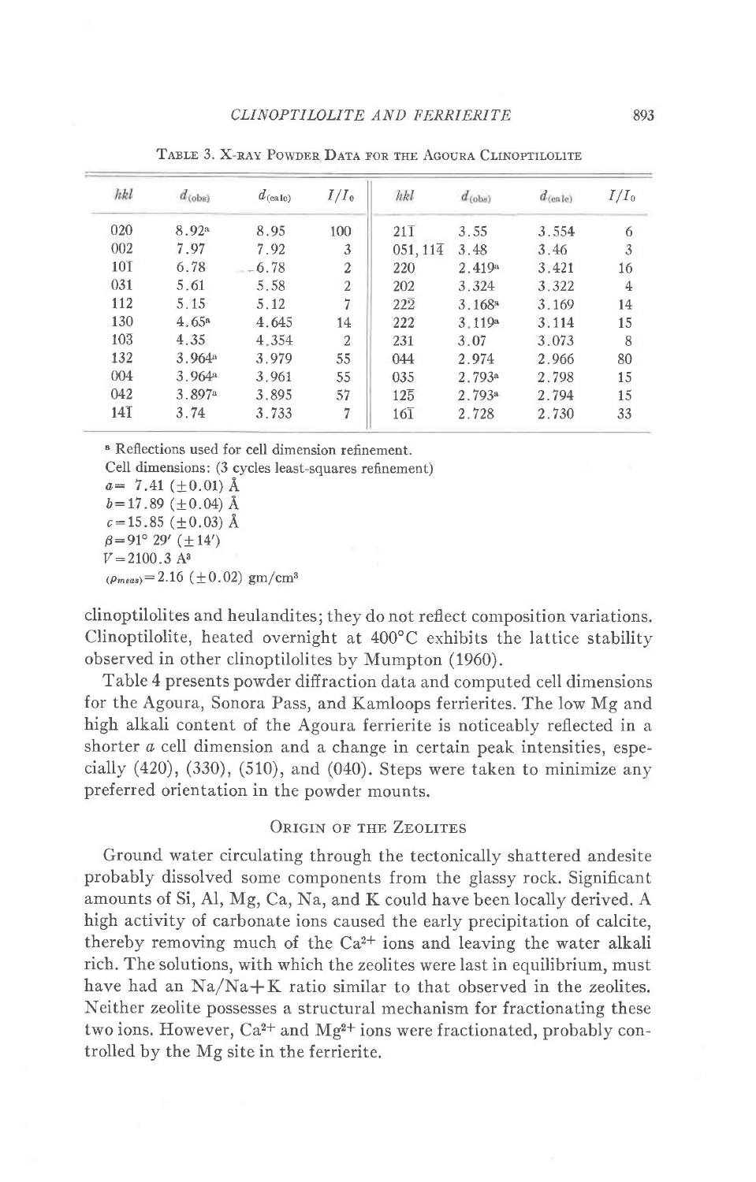Table 3. X-ray Powder Data for the Agoura Clinoptilolite

| hkl | $d_{(obs)}$ | $d_{(calc)}$ | $I/I_0$ | hkl | $d_{(obs)}$ | $d_{(calc)}$ | $I/I_0$ |
|---|---|---|---|---|---|---|---|
| 020 | 8.92[a] | 8.95 | 100 | $21\bar{1}$ | 3.55 | 3.554 | 6 |
| 002 | 7.97 | 7.92 | 3 | 051, $11\bar{4}$ | 3.48 | 3.46 | 3 |
| $10\bar{1}$ | 6.78 | 6.78 | 2 | 220 | 2.419[a] | 3.421 | 16 |
| 031 | 5.61 | 5.58 | 2 | 202 | 3.324 | 3.322 | 4 |
| 112 | 5.15 | 5.12 | 7 | $22\bar{2}$ | 3.168[a] | 3.169 | 14 |
| 130 | 4.65[a] | 4.645 | 14 | 222 | 3.119[a] | 3.114 | 15 |
| $10\bar{3}$ | 4.35 | 4.354 | 2 | 231 | 3.07 | 3.073 | 8 |
| 132 | 3.964[a] | 3.979 | 55 | 044 | 2.974 | 2.966 | 80 |
| 004 | 3.964[a] | 3.961 | 55 | 035 | 2.793[a] | 2.798 | 15 |
| 042 | 3.897[a] | 3.895 | 57 | $12\bar{5}$ | 2.793[a] | 2.794 | 15 |
| $14\bar{1}$ | 3.74 | 3.733 | 7 | $16\bar{1}$ | 2.728 | 2.730 | 33 |

[a] Reflections used for cell dimension refinement.

Cell dimensions: (3 cycles least-squares refinement)
$a = 7.41\ (\pm 0.01)$ Å
$b = 17.89\ (\pm 0.04)$ Å
$c = 15.85\ (\pm 0.03)$ Å
$\beta = 91°\ 29'\ (\pm 14')$
$V = 2100.3$ Å$^3$
$(\rho_{meas}) = 2.16\ (\pm 0.02)$ gm/cm$^3$

clinoptilolites and heulandites; they do not reflect composition variations. Clinoptilolite, heated overnight at 400°C exhibits the lattice stability observed in other clinoptilolites by Mumpton (1960).

Table 4 presents powder diffraction data and computed cell dimensions for the Agoura, Sonora Pass, and Kamloops ferrierites. The low Mg and high alkali content of the Agoura ferrierite is noticeably reflected in a shorter *a* cell dimension and a change in certain peak intensities, especially (420), (330), (510), and (040). Steps were taken to minimize any preferred orientation in the powder mounts.

## Origin of the Zeolites

Ground water circulating through the tectonically shattered andesite probably dissolved some components from the glassy rock. Significant amounts of Si, Al, Mg, Ca, Na, and K could have been locally derived. A high activity of carbonate ions caused the early precipitation of calcite, thereby removing much of the $Ca^{2+}$ ions and leaving the water alkali rich. The solutions, with which the zeolites were last in equilibrium, must have had an Na/Na+K ratio similar to that observed in the zeolites. Neither zeolite possesses a structural mechanism for fractionating these two ions. However, $Ca^{2+}$ and $Mg^{2+}$ ions were fractionated, probably controlled by the Mg site in the ferrierite.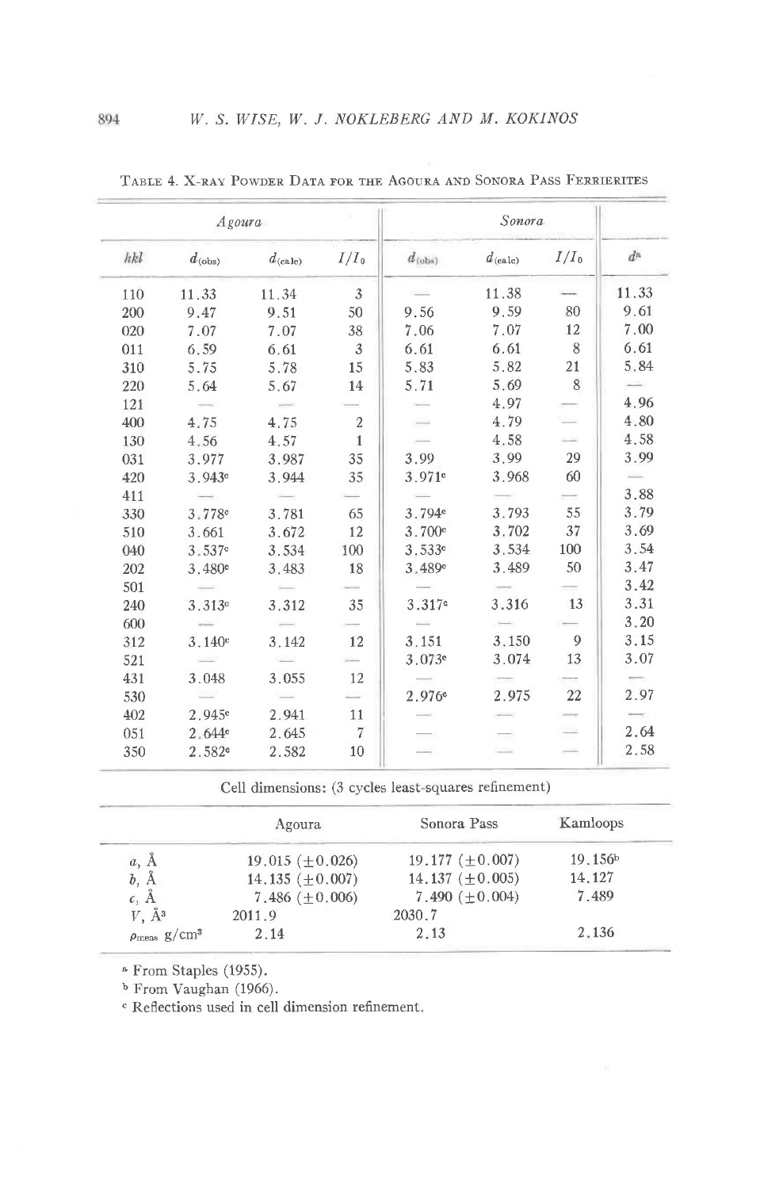TABLE 4. X-RAY POWDER DATA FOR THE AGOURA AND SONORA PASS FERRIERITES

| | *Agoura* | | | *Sonora* | | | |
|---|---|---|---|---|---|---|---|
| *hkl* | $d_{(obs)}$ | $d_{(calc)}$ | $I/I_0$ | $d_{(obs)}$ | $d_{(calc)}$ | $I/I_0$ | $d$[a] |
| 110 | 11.33 | 11.34 | 3 | — | 11.38 | — | 11.33 |
| 200 | 9.47 | 9.51 | 50 | 9.56 | 9.59 | 80 | 9.61 |
| 020 | 7.07 | 7.07 | 38 | 7.06 | 7.07 | 12 | 7.00 |
| 011 | 6.59 | 6.61 | 3 | 6.61 | 6.61 | 8 | 6.61 |
| 310 | 5.75 | 5.78 | 15 | 5.83 | 5.82 | 21 | 5.84 |
| 220 | 5.64 | 5.67 | 14 | 5.71 | 5.69 | 8 | — |
| 121 | — | — | — | — | 4.97 | — | 4.96 |
| 400 | 4.75 | 4.75 | 2 | — | 4.79 | — | 4.80 |
| 130 | 4.56 | 4.57 | 1 | — | 4.58 | — | 4.58 |
| 031 | 3.977 | 3.987 | 35 | 3.99 | 3.99 | 29 | 3.99 |
| 420 | 3.943[c] | 3.944 | 35 | 3.971[c] | 3.968 | 60 | — |
| 411 | — | — | — | — | — | — | 3.88 |
| 330 | 3.778[c] | 3.781 | 65 | 3.794[c] | 3.793 | 55 | 3.79 |
| 510 | 3.661 | 3.672 | 12 | 3.700[c] | 3.702 | 37 | 3.69 |
| 040 | 3.537[c] | 3.534 | 100 | 3.533[c] | 3.534 | 100 | 3.54 |
| 202 | 3.480[c] | 3.483 | 18 | 3.489[c] | 3.489 | 50 | 3.47 |
| 501 | — | — | — | — | — | — | 3.42 |
| 240 | 3.313[c] | 3.312 | 35 | 3.317[c] | 3.316 | 13 | 3.31 |
| 600 | — | — | — | — | — | — | 3.20 |
| 312 | 3.140[c] | 3.142 | 12 | 3.151 | 3.150 | 9 | 3.15 |
| 521 | — | — | — | 3.073[c] | 3.074 | 13 | 3.07 |
| 431 | 3.048 | 3.055 | 12 | — | — | — | — |
| 530 | — | — | — | 2.976[c] | 2.975 | 22 | 2.97 |
| 402 | 2.945[c] | 2.941 | 11 | — | — | — | — |
| 051 | 2.644[c] | 2.645 | 7 | — | — | — | 2.64 |
| 350 | 2.582[c] | 2.582 | 10 | — | — | — | 2.58 |

Cell dimensions: (3 cycles least-squares refinement)

| | Agoura | Sonora Pass | Kamloops |
|---|---|---|---|
| $a$, Å | 19.015 (±0.026) | 19.177 (±0.007) | 19.156[b] |
| $b$, Å | 14.135 (±0.007) | 14.137 (±0.005) | 14.127 |
| $c$, Å | 7.486 (±0.006) | 7.490 (±0.004) | 7.489 |
| $V$, Å$^3$ | 2011.9 | 2030.7 | |
| $\rho_{meas}$ g/cm$^3$ | 2.14 | 2.13 | 2.136 |

[a] From Staples (1955).

[b] From Vaughan (1966).

[c] Reflections used in cell dimension refinement.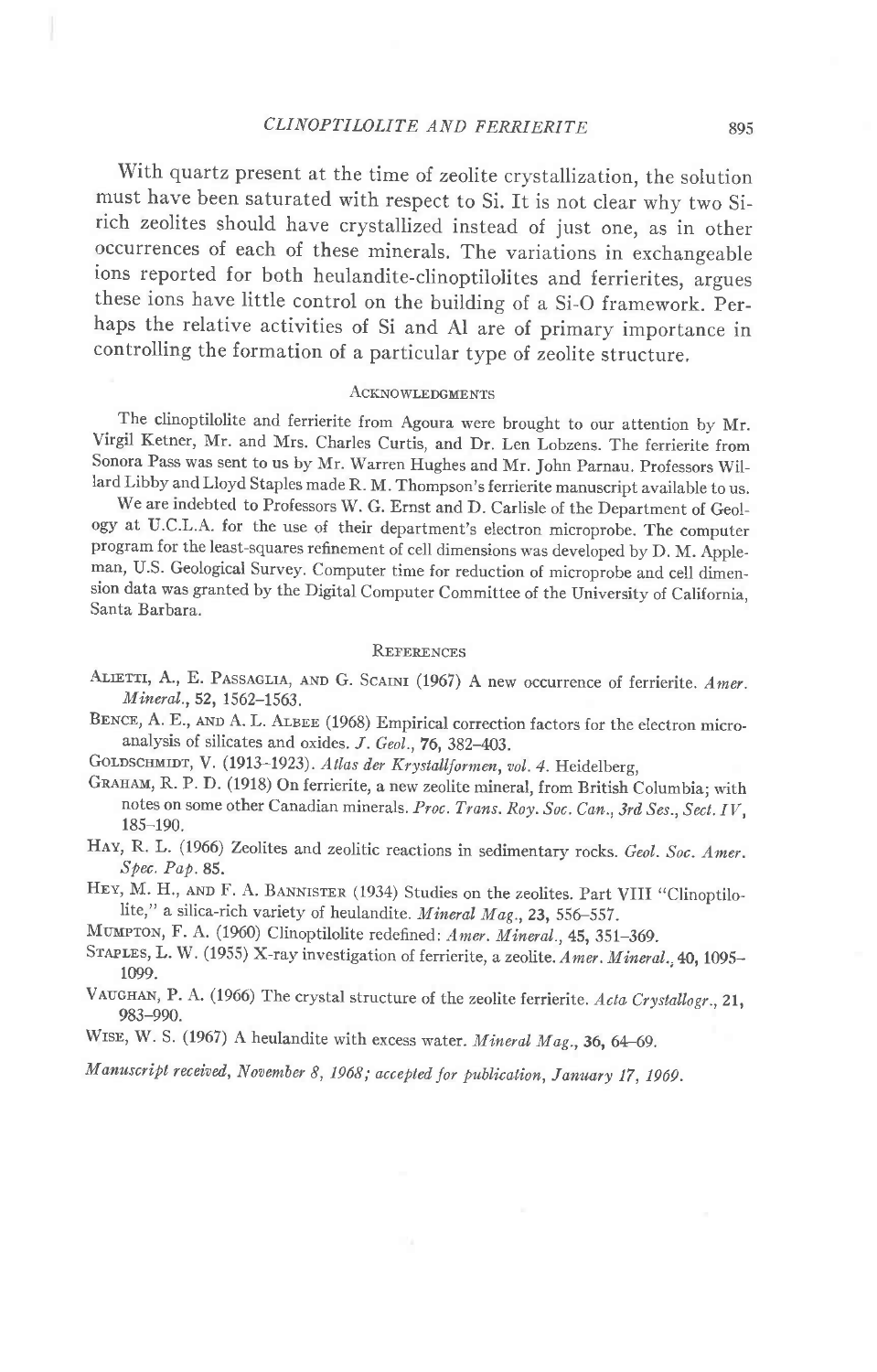With quartz present at the time of zeolite crystallization, the solution must have been saturated with respect to Si. It is not clear why two Si-rich zeolites should have crystallized instead of just one, as in other occurrences of each of these minerals. The variations in exchangeable ions reported for both heulandite-clinoptilolites and ferrierites, argues these ions have little control on the building of a Si-O framework. Perhaps the relative activities of Si and Al are of primary importance in controlling the formation of a particular type of zeolite structure.

## Acknowledgments

The clinoptilolite and ferrierite from Agoura were brought to our attention by Mr. Virgil Ketner, Mr. and Mrs. Charles Curtis, and Dr. Len Lobzens. The ferrierite from Sonora Pass was sent to us by Mr. Warren Hughes and Mr. John Parnau. Professors Willard Libby and Lloyd Staples made R. M. Thompson's ferrierite manuscript available to us.

We are indebted to Professors W. G. Ernst and D. Carlisle of the Department of Geology at U.C.L.A. for the use of their department's electron microprobe. The computer program for the least-squares refinement of cell dimensions was developed by D. M. Appleman, U.S. Geological Survey. Computer time for reduction of microprobe and cell dimension data was granted by the Digital Computer Committee of the University of California, Santa Barbara.

## References

Alietti, A., E. Passaglia, and G. Scaini (1967) A new occurrence of ferrierite. *Amer. Mineral.*, **52**, 1562–1563.

Bence, A. E., and A. L. Albee (1968) Empirical correction factors for the electron microanalysis of silicates and oxides. *J. Geol.*, **76**, 382–403.

Goldschmidt, V. (1913–1923). *Atlas der Krystallformen, vol. 4.* Heidelberg,

Graham, R. P. D. (1918) On ferrierite, a new zeolite mineral, from British Columbia; with notes on some other Canadian minerals. *Proc. Trans. Roy. Soc. Can., 3rd Ses., Sect. IV*, 185–190.

Hay, R. L. (1966) Zeolites and zeolitic reactions in sedimentary rocks. *Geol. Soc. Amer. Spec. Pap.* **85.**

Hey, M. H., and F. A. Bannister (1934) Studies on the zeolites. Part VIII "Clinoptilolite," a silica-rich variety of heulandite. *Mineral Mag.*, **23**, 556–557.

Mumpton, F. A. (1960) Clinoptilolite redefined: *Amer. Mineral.*, **45**, 351–369.

Staples, L. W. (1955) X-ray investigation of ferrierite, a zeolite. *Amer. Mineral.*, **40**, 1095–1099.

Vaughan, P. A. (1966) The crystal structure of the zeolite ferrierite. *Acta Crystallogr.*, **21**, 983–990.

Wise, W. S. (1967) A heulandite with excess water. *Mineral Mag.*, **36**, 64–69.

*Manuscript received, November 8, 1968; accepted for publication, January 17, 1969.*